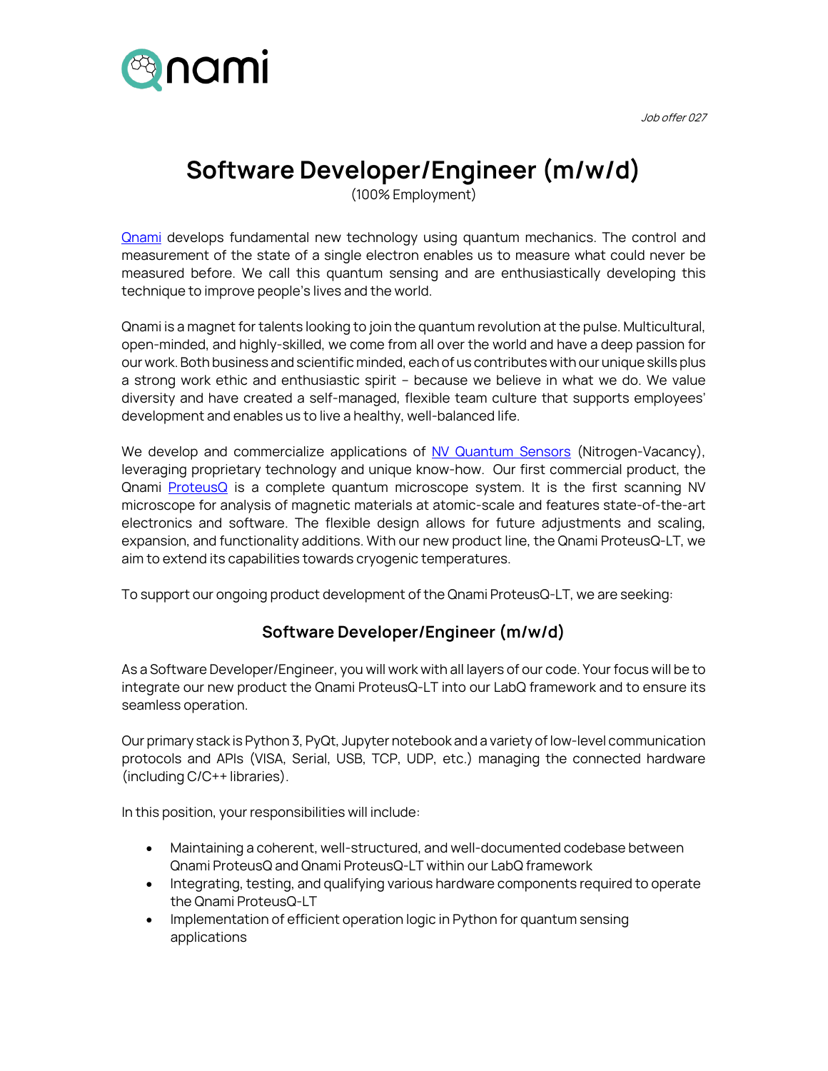*Job offer 027*

# Software Developer/Engineer (m/w/d)

(100% Employment)

[Qnami](#) develops fundamental new technology using quantum mechanics. The control and measurement of the state of a single electron enables us to measure what could never be measured before. We call this quantum sensing and are enthusiastically developing this technique to improve people's lives and the world.

Qnami is a magnet for talents looking to join the quantum revolution at the pulse. Multicultural, open-minded, and highly-skilled, we come from all over the world and have a deep passion for our work. Both business and scientific minded, each of us contributes with our unique skills plus a strong work ethic and enthusiastic spirit – because we believe in what we do. We value diversity and have created a self-managed, flexible team culture that supports employees' development and enables us to live a healthy, well-balanced life.

We develop and commercialize applications of NV Quantum Sensors (Nitrogen-Vacancy), leveraging proprietary technology and unique know-how. Our first commercial product, the Qnami ProteusQ is a complete quantum microscope system. It is the first scanning NV microscope for analysis of magnetic materials at atomic-scale and features state-of-the-art electronics and software. The flexible design allows for future adjustments and scaling, expansion, and functionality additions. With our new product line, the Qnami ProteusQ-LT, we aim to extend its capabilities towards cryogenic temperatures.

To support our ongoing product development of the Qnami ProteusQ-LT, we are seeking:

## Software Developer/Engineer (m/w/d)

As a Software Developer/Engineer, you will work with all layers of our code. Your focus will be to integrate our new product the Qnami ProteusQ-LT into our LabQ framework and to ensure its seamless operation.

Our primary stack is Python 3, PyQt, Jupyter notebook and a variety of low-level communication protocols and APIs (VISA, Serial, USB, TCP, UDP, etc.) managing the connected hardware (including C/C++ libraries).

In this position, your responsibilities will include:

- Maintaining a coherent, well-structured, and well-documented codebase between Qnami ProteusQ and Qnami ProteusQ-LT within our LabQ framework
- Integrating, testing, and qualifying various hardware components required to operate the Qnami ProteusQ-LT
- Implementation of efficient operation logic in Python for quantum sensing applications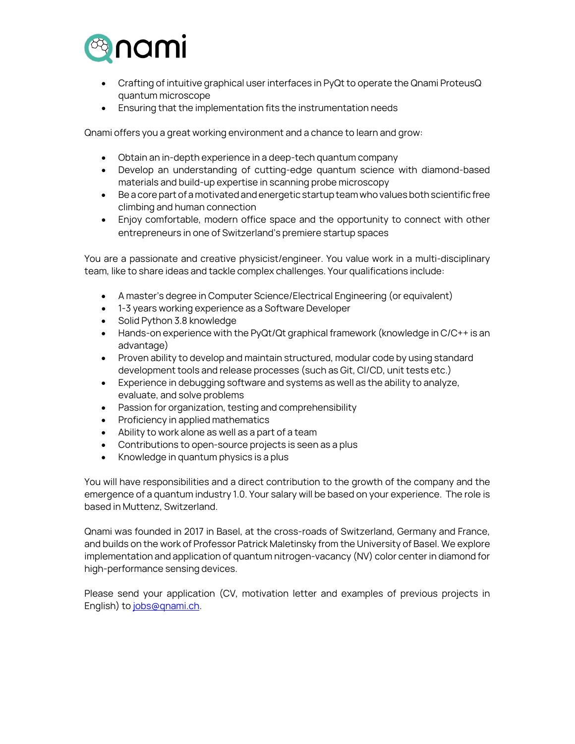- Crafting of intuitive graphical user interfaces in PyQt to operate the Qnami ProteusQ quantum microscope
- Ensuring that the implementation fits the instrumentation needs

Qnami offers you a great working environment and a chance to learn and grow:

- Obtain an in-depth experience in a deep-tech quantum company
- Develop an understanding of cutting-edge quantum science with diamond-based materials and build-up expertise in scanning probe microscopy
- Be a core part of a motivated and energetic startup team who values both scientific free climbing and human connection
- Enjoy comfortable, modern office space and the opportunity to connect with other entrepreneurs in one of Switzerland's premiere startup spaces

You are a passionate and creative physicist/engineer. You value work in a multi-disciplinary team, like to share ideas and tackle complex challenges. Your qualifications include:

- A master's degree in Computer Science/Electrical Engineering (or equivalent)
- 1-3 years working experience as a Software Developer
- Solid Python 3.8 knowledge
- Hands-on experience with the PyQt/Qt graphical framework (knowledge in C/C++ is an advantage)
- Proven ability to develop and maintain structured, modular code by using standard development tools and release processes (such as Git, CI/CD, unit tests etc.)
- Experience in debugging software and systems as well as the ability to analyze, evaluate, and solve problems
- Passion for organization, testing and comprehensibility
- Proficiency in applied mathematics
- Ability to work alone as well as a part of a team
- Contributions to open-source projects is seen as a plus
- Knowledge in quantum physics is a plus

You will have responsibilities and a direct contribution to the growth of the company and the emergence of a quantum industry 1.0. Your salary will be based on your experience. The role is based in Muttenz, Switzerland.

Qnami was founded in 2017 in Basel, at the cross-roads of Switzerland, Germany and France, and builds on the work of Professor Patrick Maletinsky from the University of Basel. We explore implementation and application of quantum nitrogen-vacancy (NV) color center in diamond for high-performance sensing devices.

Please send your application (CV, motivation letter and examples of previous projects in English) to [jobs@qnami.ch](mailto:jobs@qnami.ch).